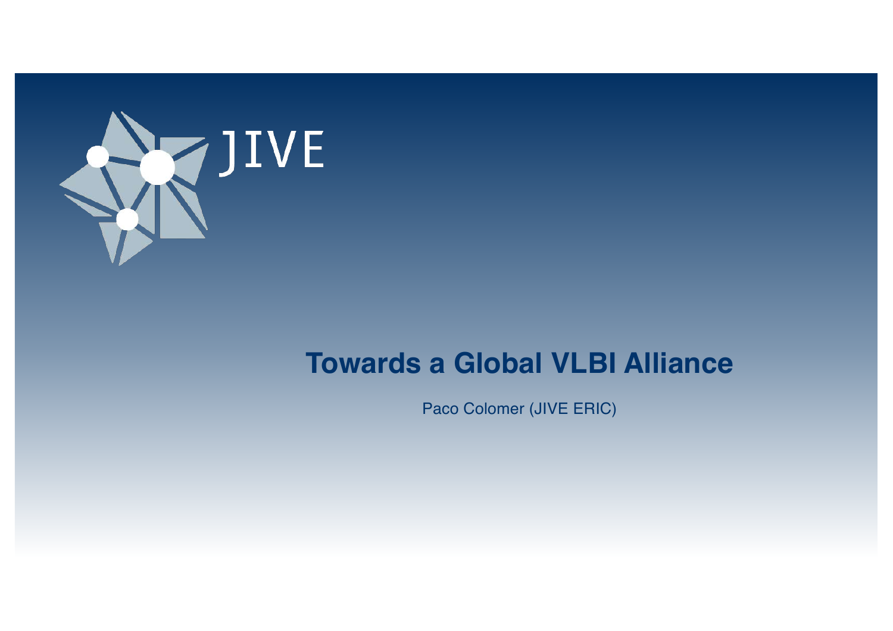JIVE

# Towards a Global VLBI Alliance

Paco Colomer (JIVE ERIC)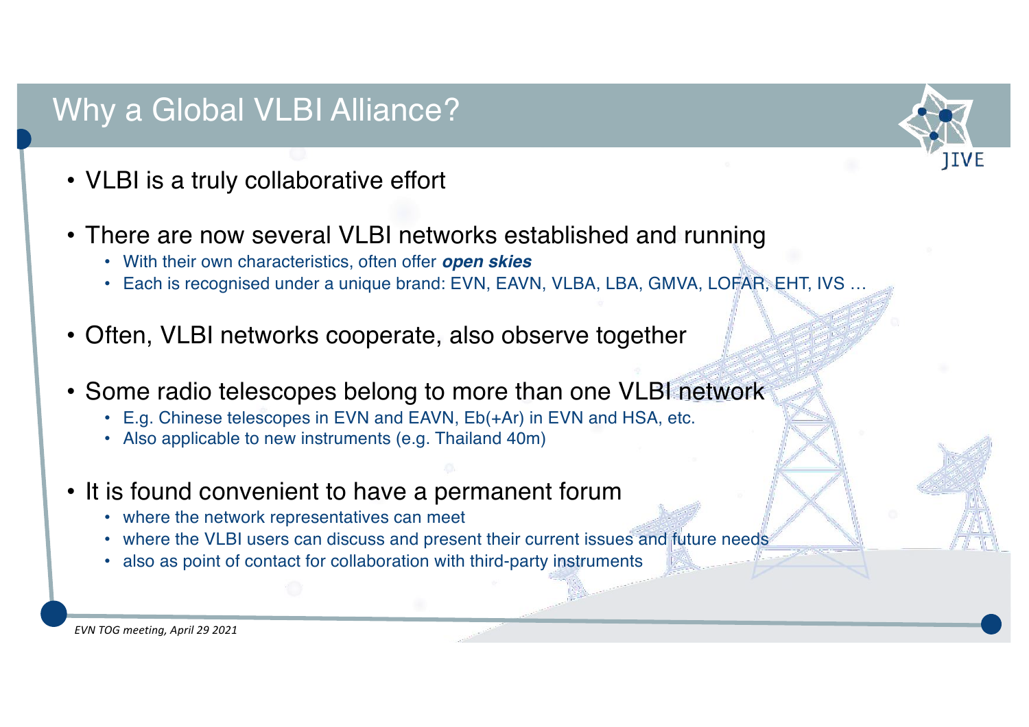# Why a Global VLBI Alliance?

- VLBI is a truly collaborative effort
- There are now several VLBI networks established and running
  - With their own characteristics, often offer ***open skies***
  - Each is recognised under a unique brand: EVN, EAVN, VLBA, LBA, GMVA, LOFAR, EHT, IVS …
- Often, VLBI networks cooperate, also observe together
- Some radio telescopes belong to more than one VLBI network
  - E.g. Chinese telescopes in EVN and EAVN, Eb(+Ar) in EVN and HSA, etc.
  - Also applicable to new instruments (e.g. Thailand 40m)
- It is found convenient to have a permanent forum
  - where the network representatives can meet
  - where the VLBI users can discuss and present their current issues and future needs
  - also as point of contact for collaboration with third-party instruments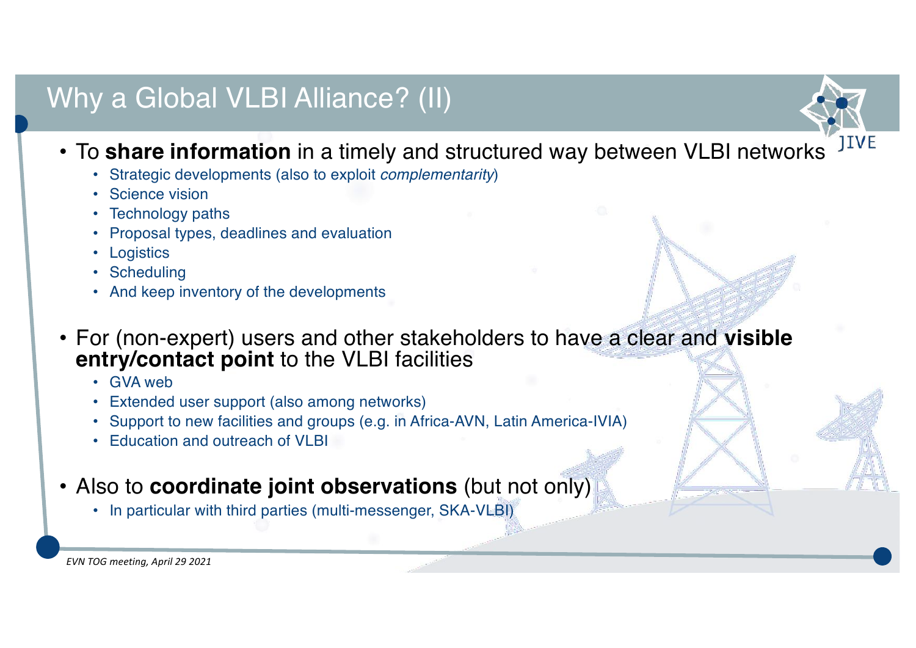# Why a Global VLBI Alliance? (II)

- To **share information** in a timely and structured way between VLBI networks
  - Strategic developments (also to exploit *complementarity*)
  - Science vision
  - Technology paths
  - Proposal types, deadlines and evaluation
  - Logistics
  - Scheduling
  - And keep inventory of the developments

- For (non-expert) users and other stakeholders to have a clear and **visible entry/contact point** to the VLBI facilities
  - GVA web
  - Extended user support (also among networks)
  - Support to new facilities and groups (e.g. in Africa-AVN, Latin America-IVIA)
  - Education and outreach of VLBI

- Also to **coordinate joint observations** (but not only)
  - In particular with third parties (multi-messenger, SKA-VLBI)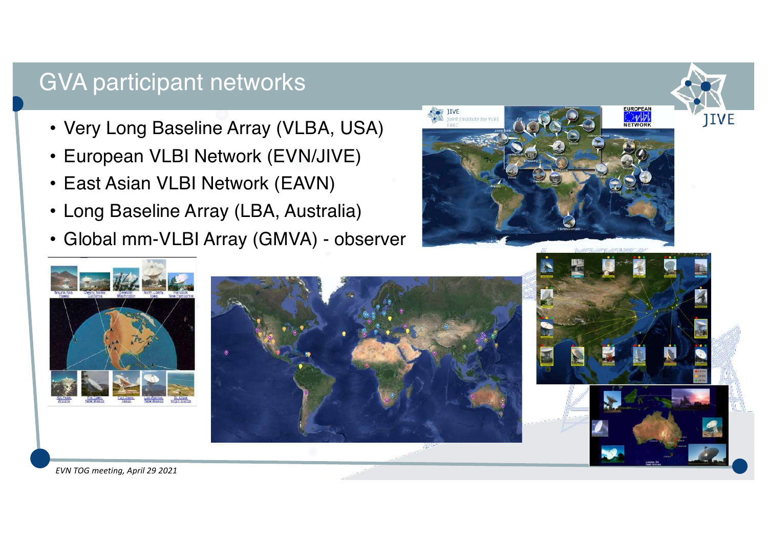# GVA participant networks

- Very Long Baseline Array (VLBA, USA)
- European VLBI Network (EVN/JIVE)
- East Asian VLBI Network (EAVN)
- Long Baseline Array (LBA, Australia)
- Global mm-VLBI Array (GMVA) - observer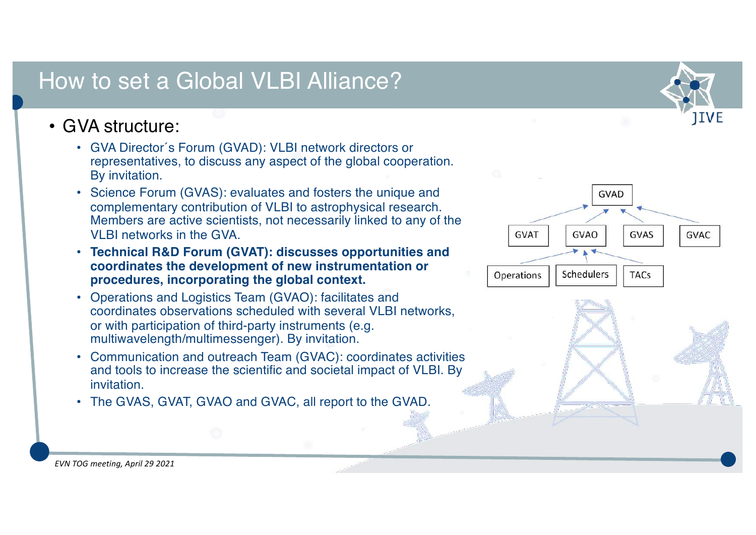# How to set a Global VLBI Alliance?

- GVA structure:
  - GVA Director´s Forum (GVAD): VLBI network directors or representatives, to discuss any aspect of the global cooperation. By invitation.
  - Science Forum (GVAS): evaluates and fosters the unique and complementary contribution of VLBI to astrophysical research. Members are active scientists, not necessarily linked to any of the VLBI networks in the GVA.
  - **Technical R&D Forum (GVAT): discusses opportunities and coordinates the development of new instrumentation or procedures, incorporating the global context.**
  - Operations and Logistics Team (GVAO): facilitates and coordinates observations scheduled with several VLBI networks, or with participation of third-party instruments (e.g. multiwavelength/multimessenger). By invitation.
  - Communication and outreach Team (GVAC): coordinates activities and tools to increase the scientific and societal impact of VLBI. By invitation.
  - The GVAS, GVAT, GVAO and GVAC, all report to the GVAD.

GVAD

GVAT | GVAO | GVAS | GVAC

Operations | Schedulers | TACs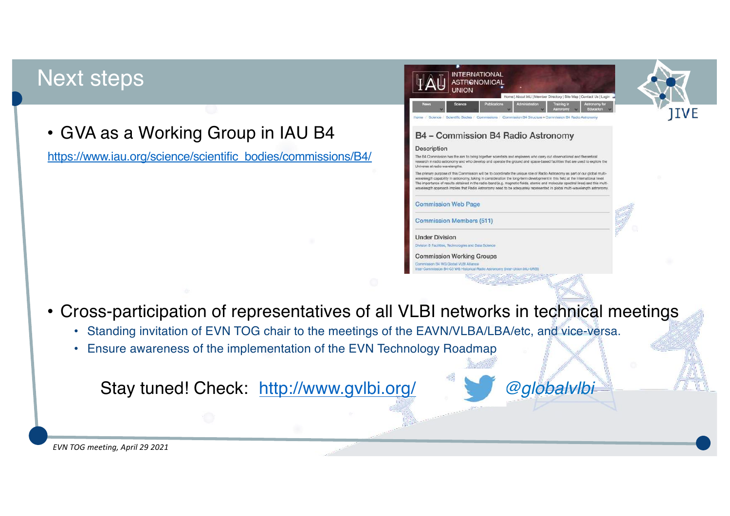# Next steps

- GVA as a Working Group in IAU B4

https://www.iau.org/science/scientific_bodies/commissions/B4/

- Cross-participation of representatives of all VLBI networks in technical meetings
  - Standing invitation of EVN TOG chair to the meetings of the EAVN/VLBA/LBA/etc, and vice-versa.
  - Ensure awareness of the implementation of the EVN Technology Roadmap

Stay tuned! Check: http://www.gvlbi.org/ @globalvlbi